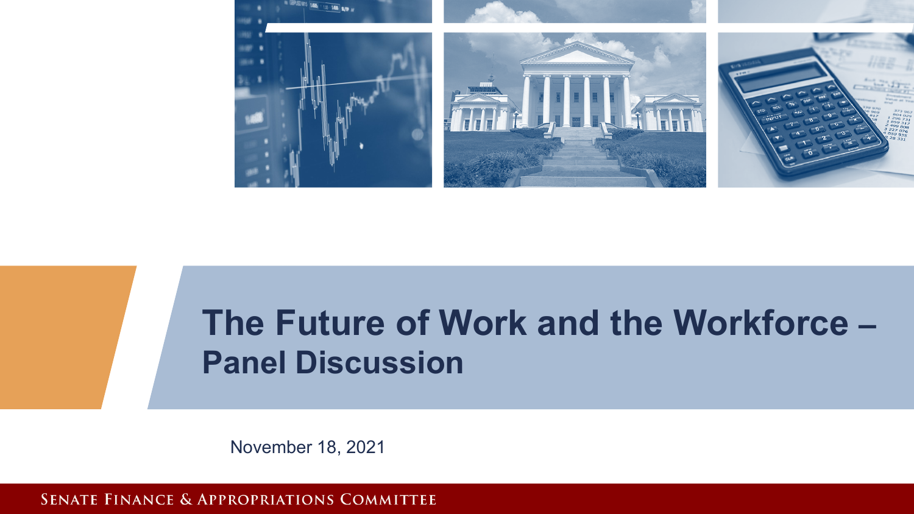# The Future of Work and the Workforce – Panel Discussion

November 18, 2021

Senate Finance & Appropriations Committee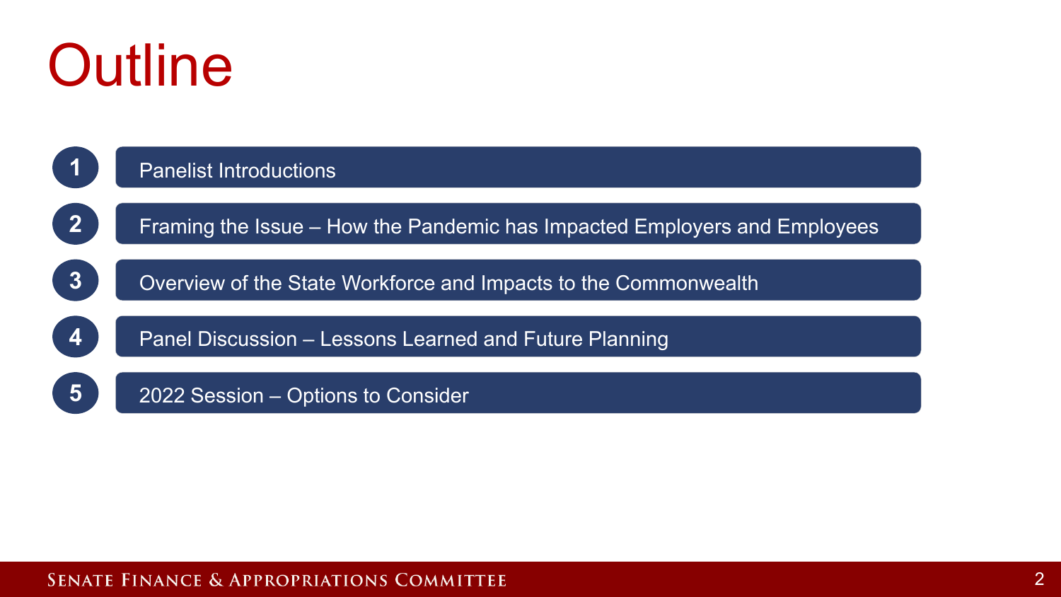# Outline

1. Panelist Introductions
2. Framing the Issue – How the Pandemic has Impacted Employers and Employees
3. Overview of the State Workforce and Impacts to the Commonwealth
4. Panel Discussion – Lessons Learned and Future Planning
5. 2022 Session – Options to Consider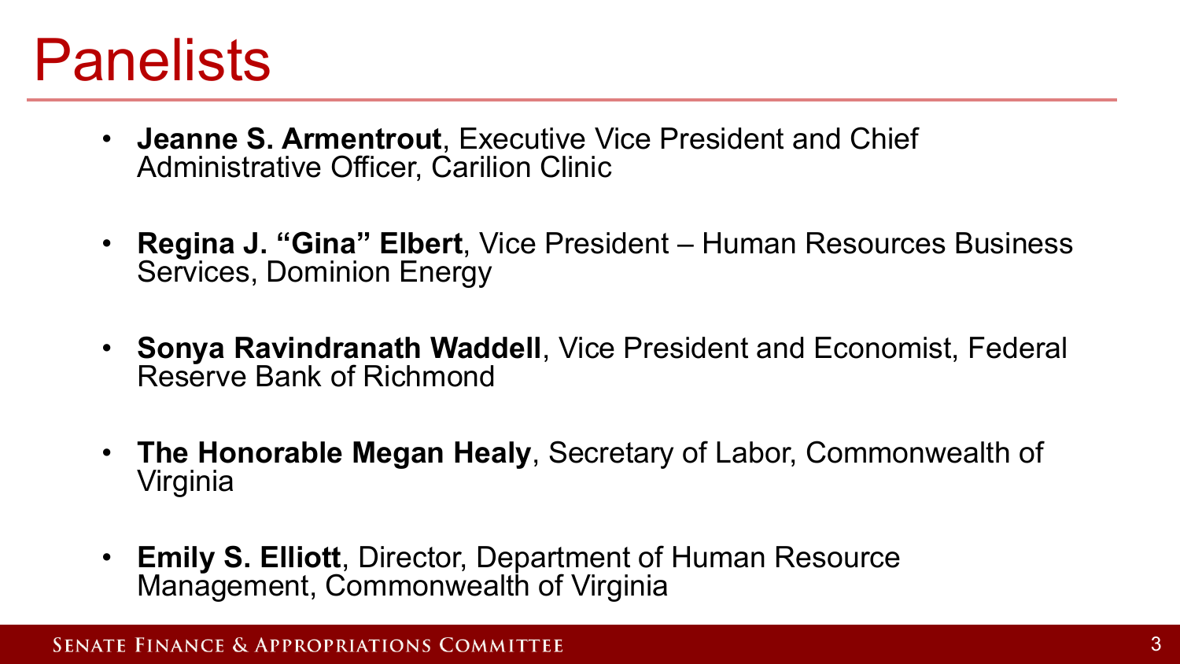# Panelists

- **Jeanne S. Armentrout**, Executive Vice President and Chief Administrative Officer, Carilion Clinic
- **Regina J. "Gina" Elbert**, Vice President – Human Resources Business Services, Dominion Energy
- **Sonya Ravindranath Waddell**, Vice President and Economist, Federal Reserve Bank of Richmond
- **The Honorable Megan Healy**, Secretary of Labor, Commonwealth of Virginia
- **Emily S. Elliott**, Director, Department of Human Resource Management, Commonwealth of Virginia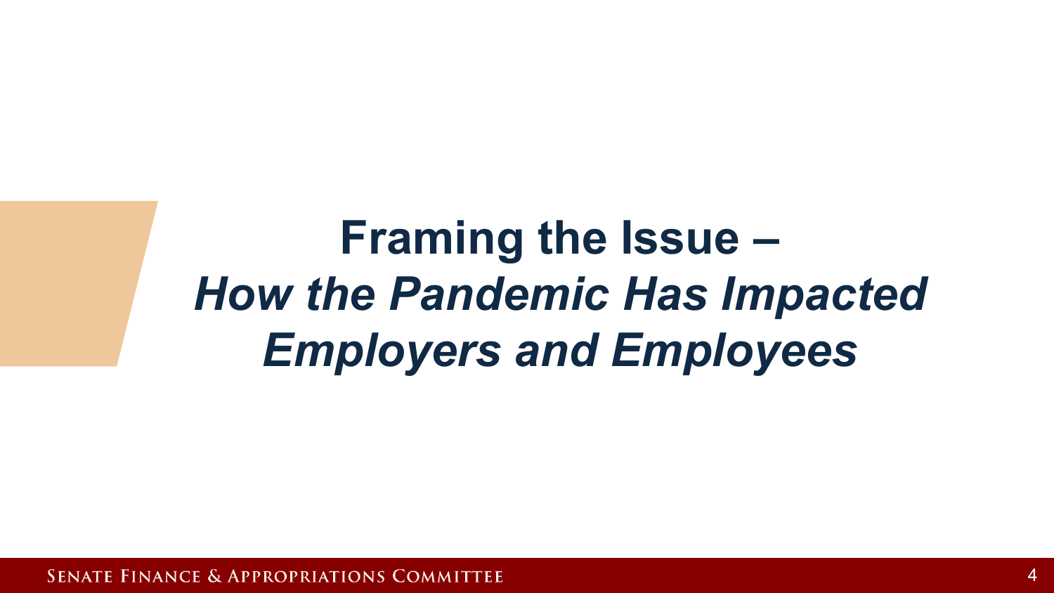# Framing the Issue – *How the Pandemic Has Impacted Employers and Employees*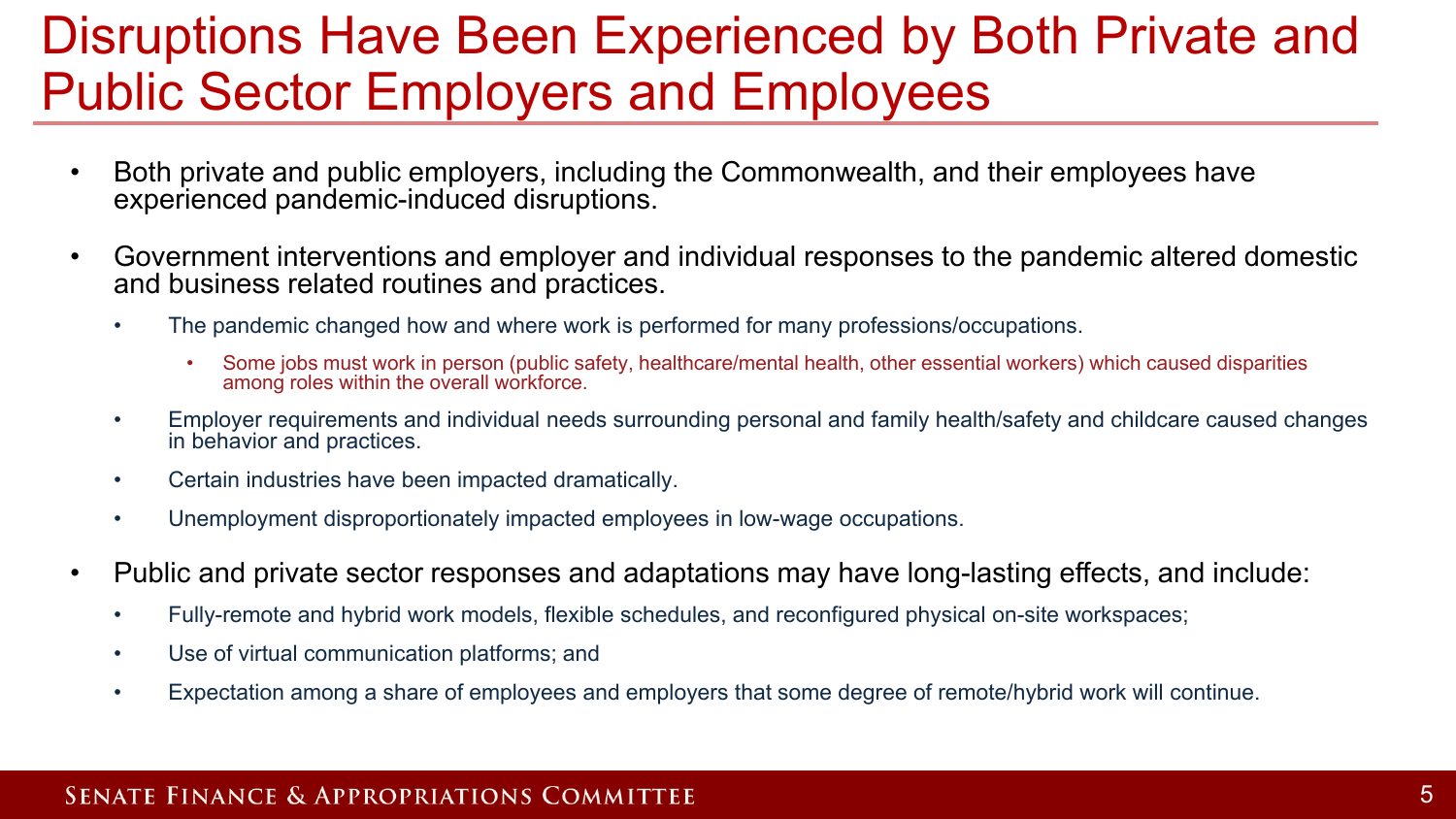# Disruptions Have Been Experienced by Both Private and Public Sector Employers and Employees

- Both private and public employers, including the Commonwealth, and their employees have experienced pandemic-induced disruptions.
- Government interventions and employer and individual responses to the pandemic altered domestic and business related routines and practices.
  - The pandemic changed how and where work is performed for many professions/occupations.
    - Some jobs must work in person (public safety, healthcare/mental health, other essential workers) which caused disparities among roles within the overall workforce.
  - Employer requirements and individual needs surrounding personal and family health/safety and childcare caused changes in behavior and practices.
  - Certain industries have been impacted dramatically.
  - Unemployment disproportionately impacted employees in low-wage occupations.
- Public and private sector responses and adaptations may have long-lasting effects, and include:
  - Fully-remote and hybrid work models, flexible schedules, and reconfigured physical on-site workspaces;
  - Use of virtual communication platforms; and
  - Expectation among a share of employees and employers that some degree of remote/hybrid work will continue.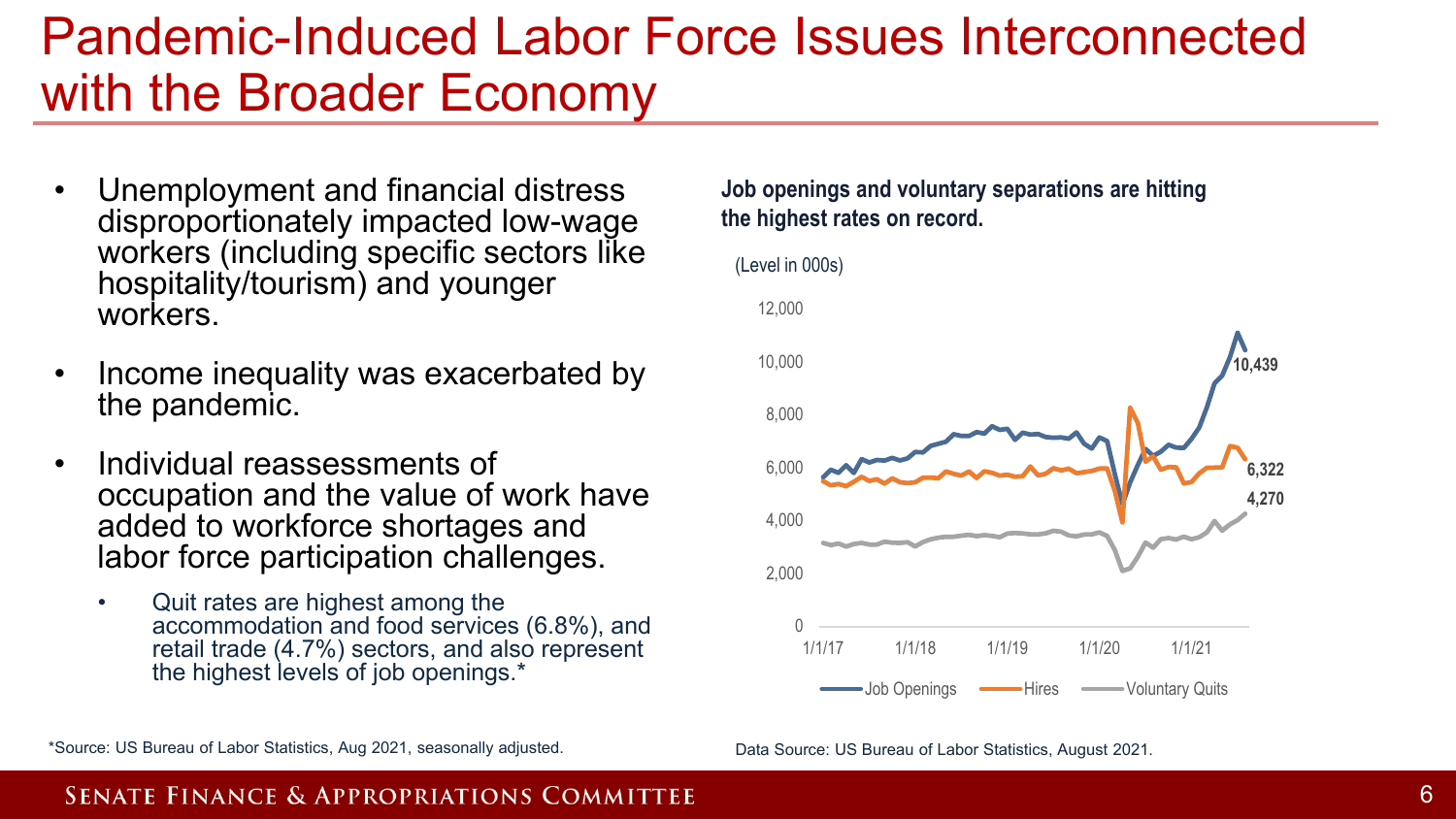# Pandemic-Induced Labor Force Issues Interconnected with the Broader Economy

- Unemployment and financial distress disproportionately impacted low-wage workers (including specific sectors like hospitality/tourism) and younger workers.
- Income inequality was exacerbated by the pandemic.
- Individual reassessments of occupation and the value of work have added to workforce shortages and labor force participation challenges.
  - Quit rates are highest among the accommodation and food services (6.8%), and retail trade (4.7%) sectors, and also represent the highest levels of job openings.*

**Job openings and voluntary separations are hitting the highest rates on record.**

(Level in 000s)

Y-axis: 0, 2,000, 4,000, 6,000, 8,000, 10,000, 12,000

X-axis: 1/1/17, 1/1/18, 1/1/19, 1/1/20, 1/1/21

Latest values: Job Openings 10,439; Hires 6,322; Voluntary Quits 4,270

Legend: Job Openings, Hires, Voluntary Quits

*Source: US Bureau of Labor Statistics, Aug 2021, seasonally adjusted.

Data Source: US Bureau of Labor Statistics, August 2021.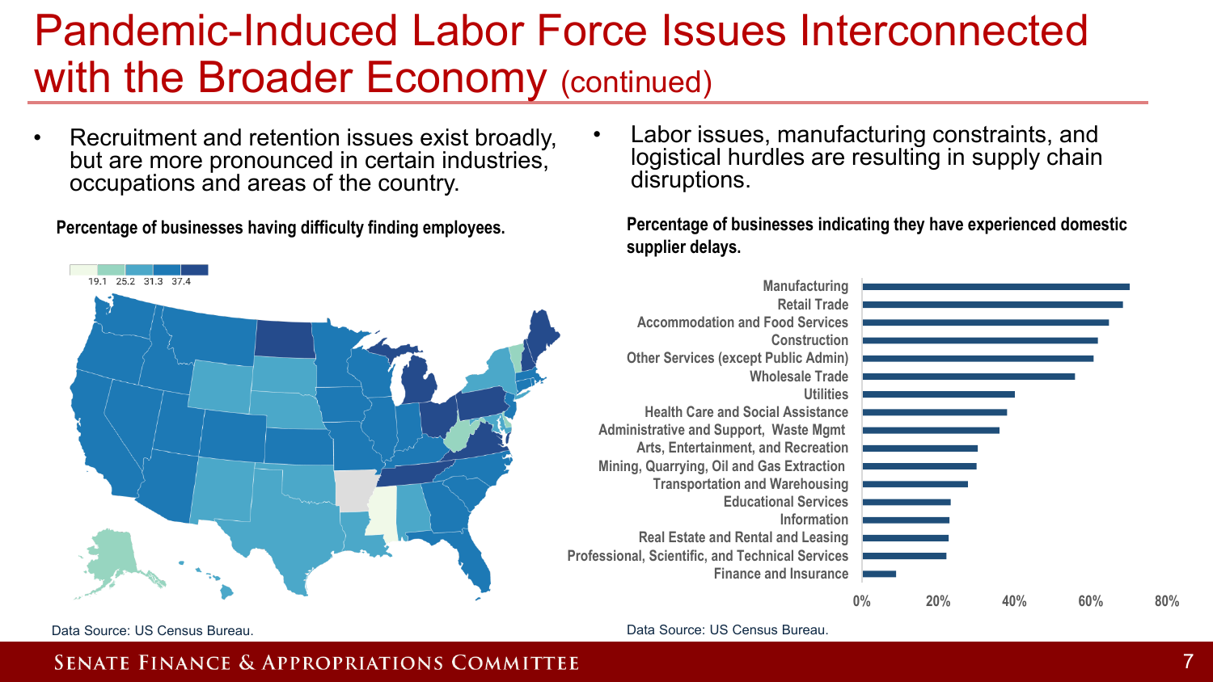# Pandemic-Induced Labor Force Issues Interconnected with the Broader Economy (continued)

- Recruitment and retention issues exist broadly, but are more pronounced in certain industries, occupations and areas of the country.

**Percentage of businesses having difficulty finding employees.**

19.1 25.2 31.3 37.4

Data Source: US Census Bureau.

- Labor issues, manufacturing constraints, and logistical hurdles are resulting in supply chain disruptions.

**Percentage of businesses indicating they have experienced domestic supplier delays.**

Manufacturing
Retail Trade
Accommodation and Food Services
Construction
Other Services (except Public Admin)
Wholesale Trade
Utilities
Health Care and Social Assistance
Administrative and Support, Waste Mgmt
Arts, Entertainment, and Recreation
Mining, Quarrying, Oil and Gas Extraction
Transportation and Warehousing
Educational Services
Information
Real Estate and Rental and Leasing
Professional, Scientific, and Technical Services
Finance and Insurance

0% 20% 40% 60% 80%

Data Source: US Census Bureau.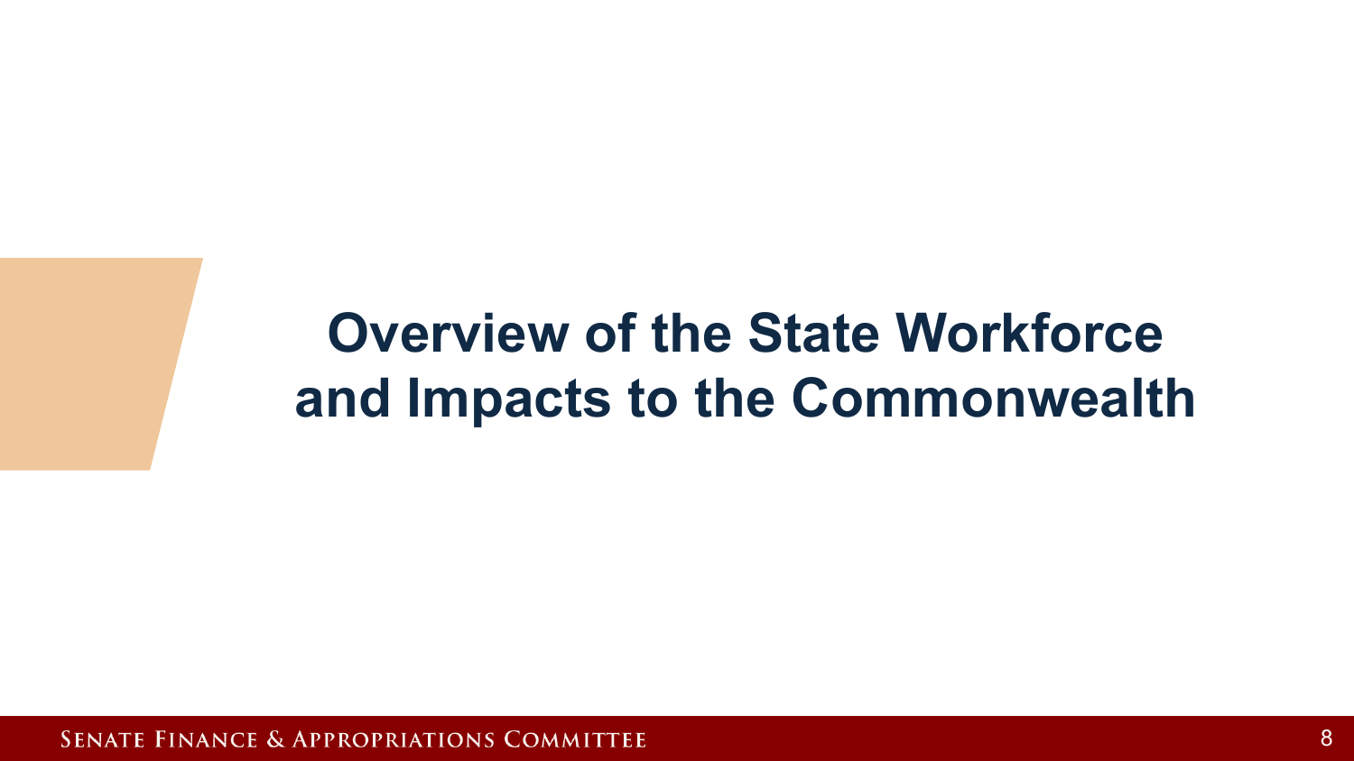# Overview of the State Workforce and Impacts to the Commonwealth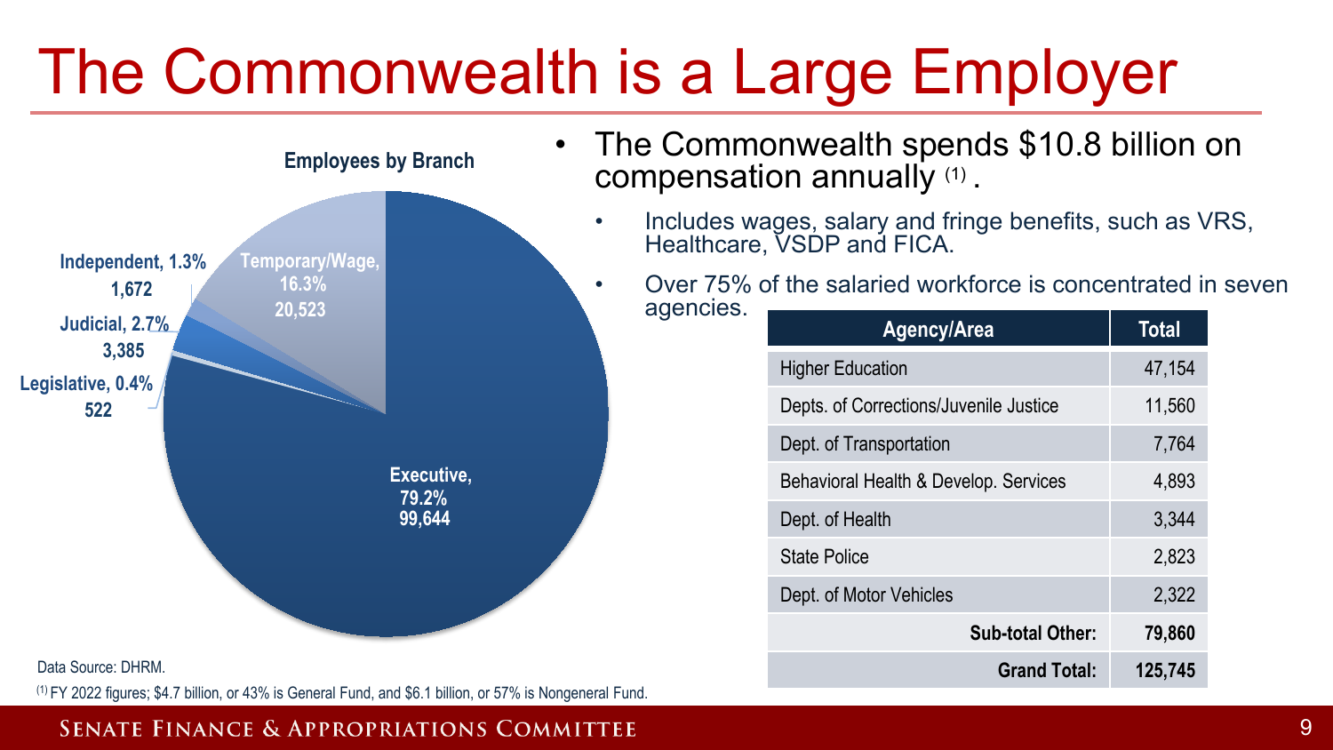# The Commonwealth is a Large Employer

**Employees by Branch**

- Executive, 79.2%, 99,644
- Temporary/Wage, 16.3%, 20,523
- Independent, 1.3%, 1,672
- Judicial, 2.7%, 3,385
- Legislative, 0.4%, 522

- The Commonwealth spends $10.8 billion on compensation annually [(1)].
  - Includes wages, salary and fringe benefits, such as VRS, Healthcare, VSDP and FICA.
  - Over 75% of the salaried workforce is concentrated in seven agencies.

| Agency/Area | Total |
|---|---|
| Higher Education | 47,154 |
| Depts. of Corrections/Juvenile Justice | 11,560 |
| Dept. of Transportation | 7,764 |
| Behavioral Health & Develop. Services | 4,893 |
| Dept. of Health | 3,344 |
| State Police | 2,823 |
| Dept. of Motor Vehicles | 2,322 |
| **Sub-total Other:** | **79,860** |
| **Grand Total:** | **125,745** |

Data Source: DHRM.

[(1)] FY 2022 figures; $4.7 billion, or 43% is General Fund, and $6.1 billion, or 57% is Nongeneral Fund.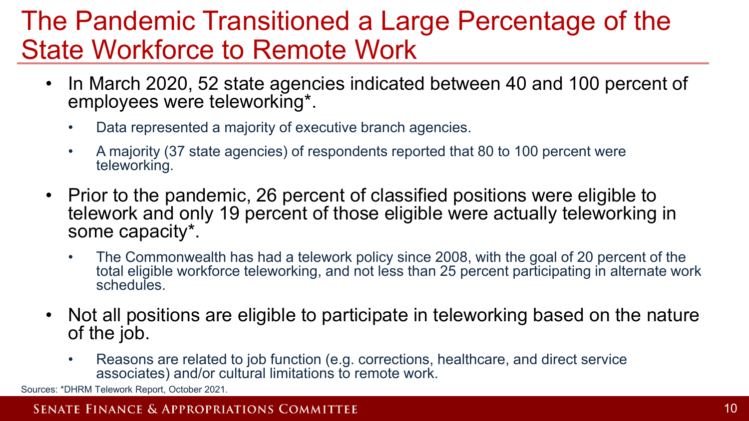# The Pandemic Transitioned a Large Percentage of the State Workforce to Remote Work

- In March 2020, 52 state agencies indicated between 40 and 100 percent of employees were teleworking*.
  - Data represented a majority of executive branch agencies.
  - A majority (37 state agencies) of respondents reported that 80 to 100 percent were teleworking.
- Prior to the pandemic, 26 percent of classified positions were eligible to telework and only 19 percent of those eligible were actually teleworking in some capacity*.
  - The Commonwealth has had a telework policy since 2008, with the goal of 20 percent of the total eligible workforce teleworking, and not less than 25 percent participating in alternate work schedules.
- Not all positions are eligible to participate in teleworking based on the nature of the job.
  - Reasons are related to job function (e.g. corrections, healthcare, and direct service associates) and/or cultural limitations to remote work.

Sources: *DHRM Telework Report, October 2021.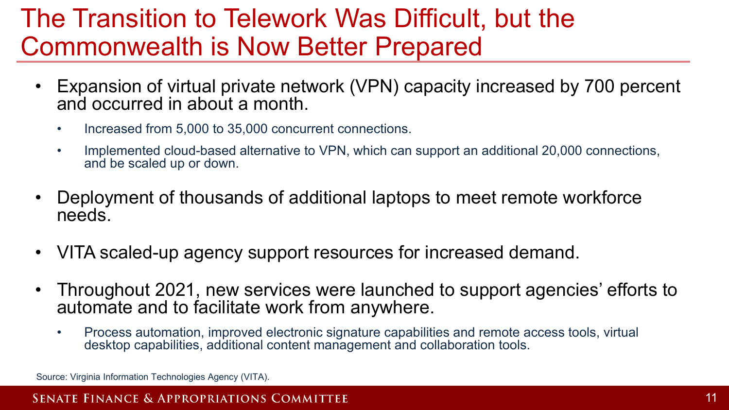# The Transition to Telework Was Difficult, but the Commonwealth is Now Better Prepared

- Expansion of virtual private network (VPN) capacity increased by 700 percent and occurred in about a month.
  - Increased from 5,000 to 35,000 concurrent connections.
  - Implemented cloud-based alternative to VPN, which can support an additional 20,000 connections, and be scaled up or down.
- Deployment of thousands of additional laptops to meet remote workforce needs.
- VITA scaled-up agency support resources for increased demand.
- Throughout 2021, new services were launched to support agencies' efforts to automate and to facilitate work from anywhere.
  - Process automation, improved electronic signature capabilities and remote access tools, virtual desktop capabilities, additional content management and collaboration tools.

Source: Virginia Information Technologies Agency (VITA).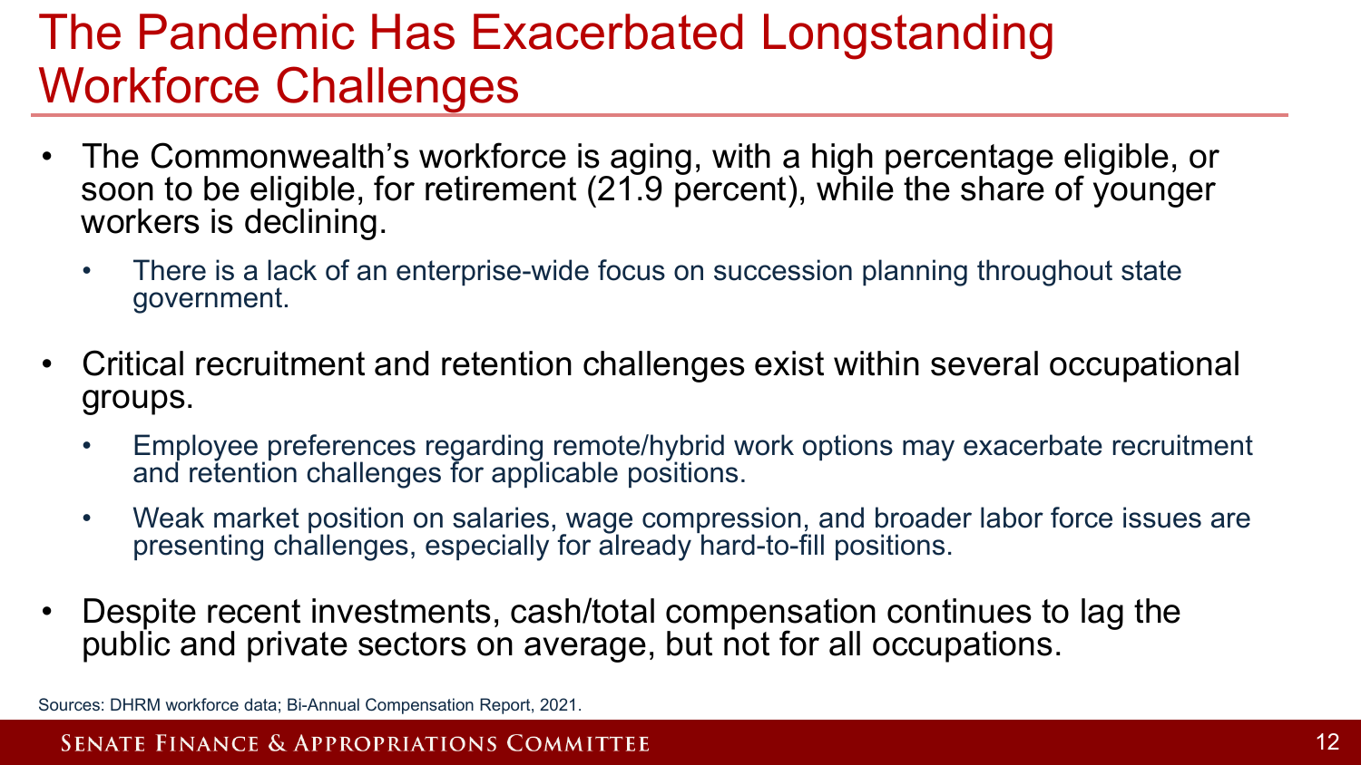# The Pandemic Has Exacerbated Longstanding Workforce Challenges

- The Commonwealth's workforce is aging, with a high percentage eligible, or soon to be eligible, for retirement (21.9 percent), while the share of younger workers is declining.
  - There is a lack of an enterprise-wide focus on succession planning throughout state government.
- Critical recruitment and retention challenges exist within several occupational groups.
  - Employee preferences regarding remote/hybrid work options may exacerbate recruitment and retention challenges for applicable positions.
  - Weak market position on salaries, wage compression, and broader labor force issues are presenting challenges, especially for already hard-to-fill positions.
- Despite recent investments, cash/total compensation continues to lag the public and private sectors on average, but not for all occupations.

Sources: DHRM workforce data; Bi-Annual Compensation Report, 2021.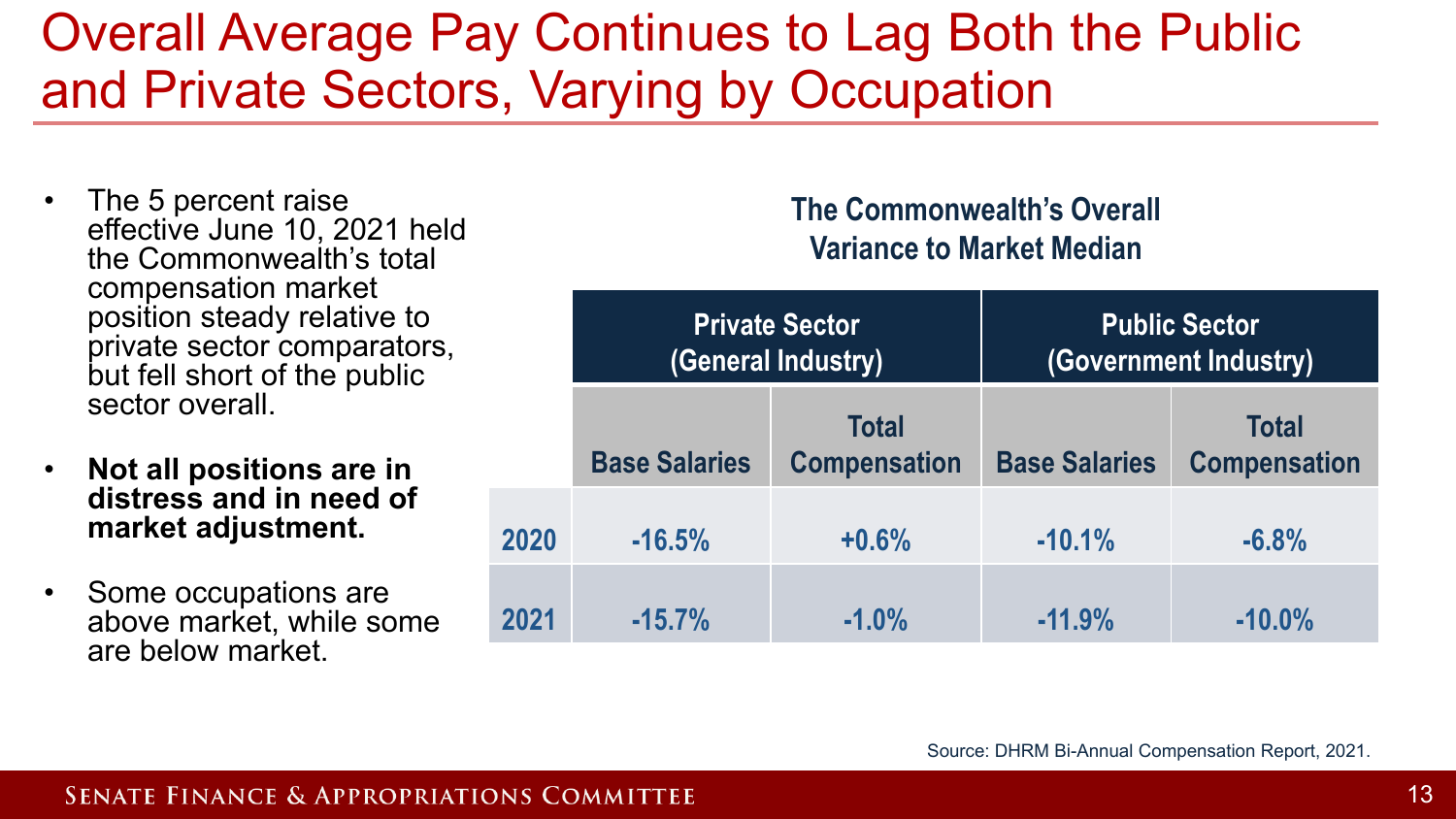# Overall Average Pay Continues to Lag Both the Public and Private Sectors, Varying by Occupation

- The 5 percent raise effective June 10, 2021 held the Commonwealth's total compensation market position steady relative to private sector comparators, but fell short of the public sector overall.
- **Not all positions are in distress and in need of market adjustment.**
- Some occupations are above market, while some are below market.

**The Commonwealth's Overall Variance to Market Median**

| | Private Sector (General Industry) | | Public Sector (Government Industry) | |
|---|---|---|---|---|
| | Base Salaries | Total Compensation | Base Salaries | Total Compensation |
| 2020 | -16.5% | +0.6% | -10.1% | -6.8% |
| 2021 | -15.7% | -1.0% | -11.9% | -10.0% |

Source: DHRM Bi-Annual Compensation Report, 2021.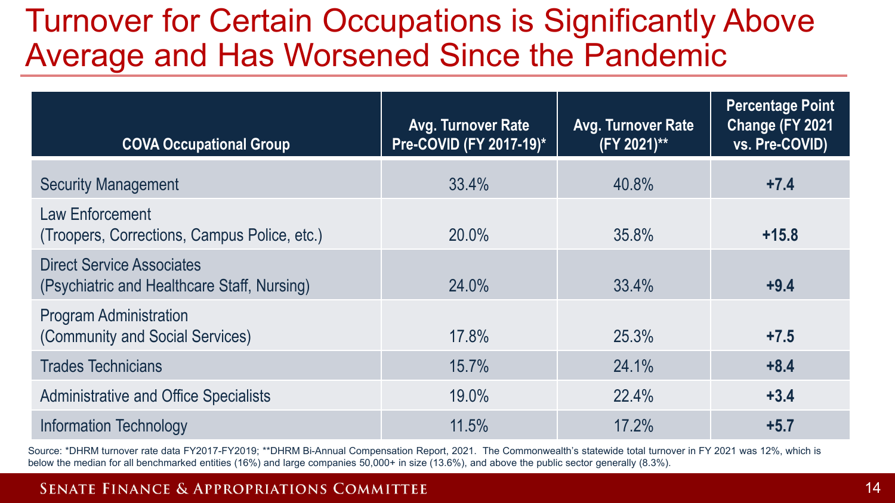# Turnover for Certain Occupations is Significantly Above Average and Has Worsened Since the Pandemic

| COVA Occupational Group | Avg. Turnover Rate Pre-COVID (FY 2017-19)* | Avg. Turnover Rate (FY 2021)** | Percentage Point Change (FY 2021 vs. Pre-COVID) |
|---|---|---|---|
| Security Management | 33.4% | 40.8% | **+7.4** |
| Law Enforcement (Troopers, Corrections, Campus Police, etc.) | 20.0% | 35.8% | **+15.8** |
| Direct Service Associates (Psychiatric and Healthcare Staff, Nursing) | 24.0% | 33.4% | **+9.4** |
| Program Administration (Community and Social Services) | 17.8% | 25.3% | **+7.5** |
| Trades Technicians | 15.7% | 24.1% | **+8.4** |
| Administrative and Office Specialists | 19.0% | 22.4% | **+3.4** |
| Information Technology | 11.5% | 17.2% | **+5.7** |

Source: *DHRM turnover rate data FY2017-FY2019; **DHRM Bi-Annual Compensation Report, 2021. The Commonwealth's statewide total turnover in FY 2021 was 12%, which is below the median for all benchmarked entities (16%) and large companies 50,000+ in size (13.6%), and above the public sector generally (8.3%).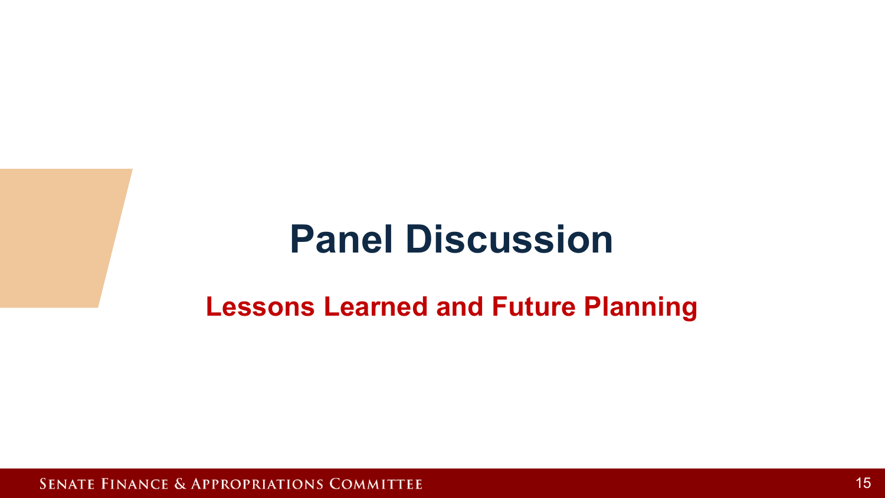# Panel Discussion

## Lessons Learned and Future Planning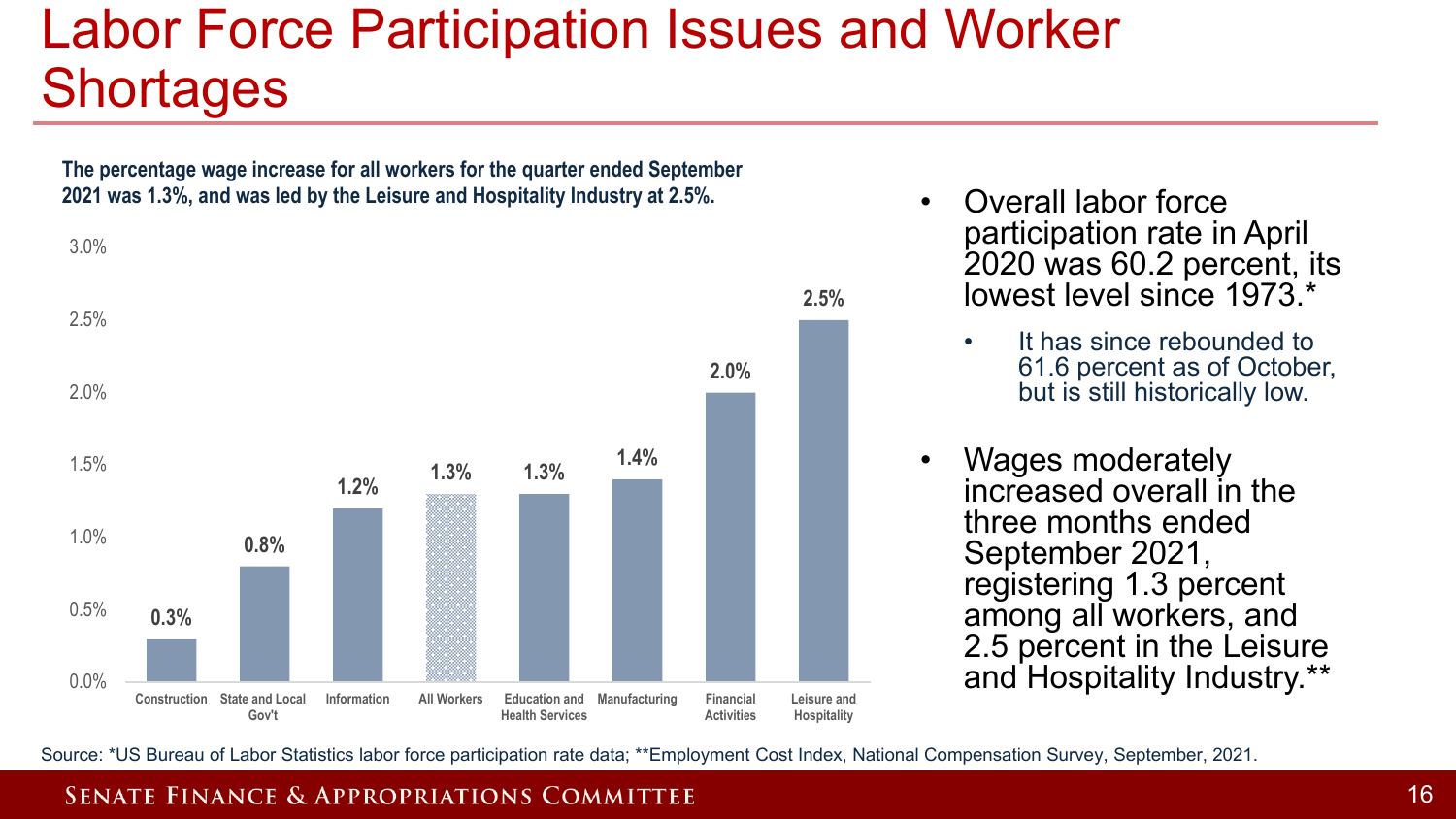# Labor Force Participation Issues and Worker Shortages

**The percentage wage increase for all workers for the quarter ended September 2021 was 1.3%, and was led by the Leisure and Hospitality Industry at 2.5%.**

| Industry | Wage Increase |
|---|---|
| Construction | 0.3% |
| State and Local Gov't | 0.8% |
| Information | 1.2% |
| All Workers | 1.3% |
| Education and Health Services | 1.3% |
| Manufacturing | 1.4% |
| Financial Activities | 2.0% |
| Leisure and Hospitality | 2.5% |

- Overall labor force participation rate in April 2020 was 60.2 percent, its lowest level since 1973.*
  - It has since rebounded to 61.6 percent as of October, but is still historically low.
- Wages moderately increased overall in the three months ended September 2021, registering 1.3 percent among all workers, and 2.5 percent in the Leisure and Hospitality Industry.**

Source: *US Bureau of Labor Statistics labor force participation rate data; **Employment Cost Index, National Compensation Survey, September, 2021.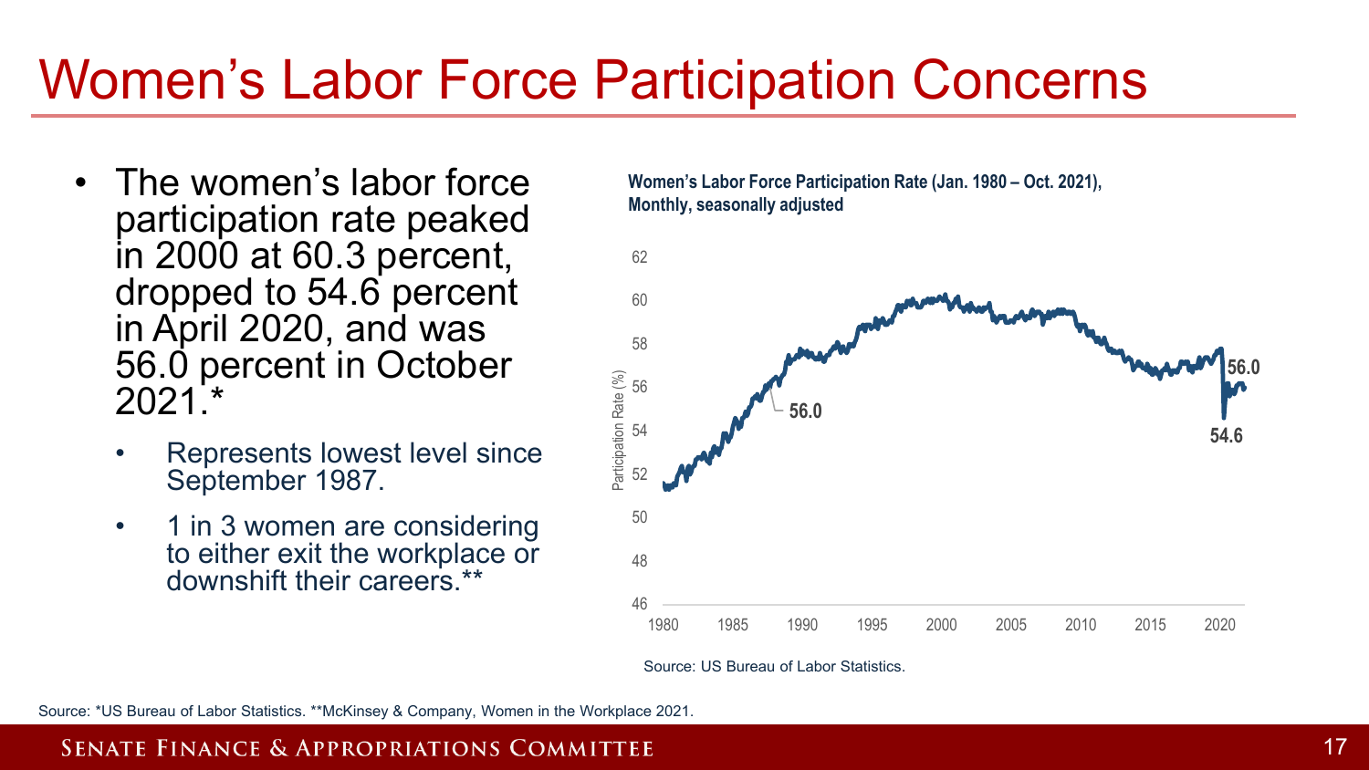# Women's Labor Force Participation Concerns

- The women's labor force participation rate peaked in 2000 at 60.3 percent, dropped to 54.6 percent in April 2020, and was 56.0 percent in October 2021.*
  - Represents lowest level since September 1987.
  - 1 in 3 women are considering to either exit the workplace or downshift their careers.**

**Women's Labor Force Participation Rate (Jan. 1980 – Oct. 2021), Monthly, seasonally adjusted**

Source: US Bureau of Labor Statistics.

Source: *US Bureau of Labor Statistics. **McKinsey & Company, Women in the Workplace 2021.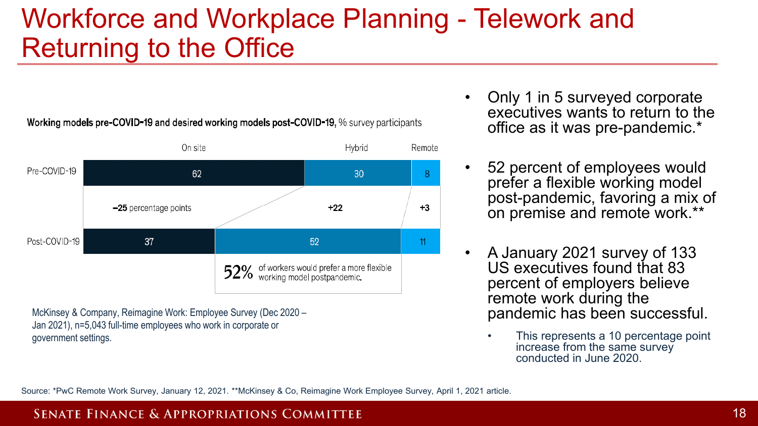# Workforce and Workplace Planning - Telework and Returning to the Office

**Working models pre-COVID-19 and desired working models post-COVID-19,** % survey participants

| | On site | Hybrid | Remote |
|---|---|---|---|
| Pre-COVID-19 | 62 | 30 | 8 |
| Change | −25 percentage points | +22 | +3 |
| Post-COVID-19 | 37 | 52 | 11 |

52% of workers would prefer a more flexible working model postpandemic.

McKinsey & Company, Reimagine Work: Employee Survey (Dec 2020 – Jan 2021), n=5,043 full-time employees who work in corporate or government settings.

- Only 1 in 5 surveyed corporate executives wants to return to the office as it was pre-pandemic.*
- 52 percent of employees would prefer a flexible working model post-pandemic, favoring a mix of on premise and remote work.**
- A January 2021 survey of 133 US executives found that 83 percent of employers believe remote work during the pandemic has been successful.
  - This represents a 10 percentage point increase from the same survey conducted in June 2020.

Source: *PwC Remote Work Survey, January 12, 2021. **McKinsey & Co, Reimagine Work Employee Survey, April 1, 2021 article.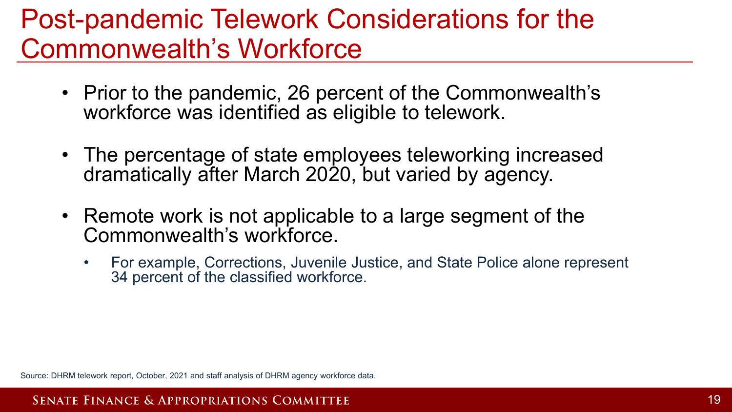# Post-pandemic Telework Considerations for the Commonwealth's Workforce

- Prior to the pandemic, 26 percent of the Commonwealth's workforce was identified as eligible to telework.
- The percentage of state employees teleworking increased dramatically after March 2020, but varied by agency.
- Remote work is not applicable to a large segment of the Commonwealth's workforce.
  - For example, Corrections, Juvenile Justice, and State Police alone represent 34 percent of the classified workforce.

Source: DHRM telework report, October, 2021 and staff analysis of DHRM agency workforce data.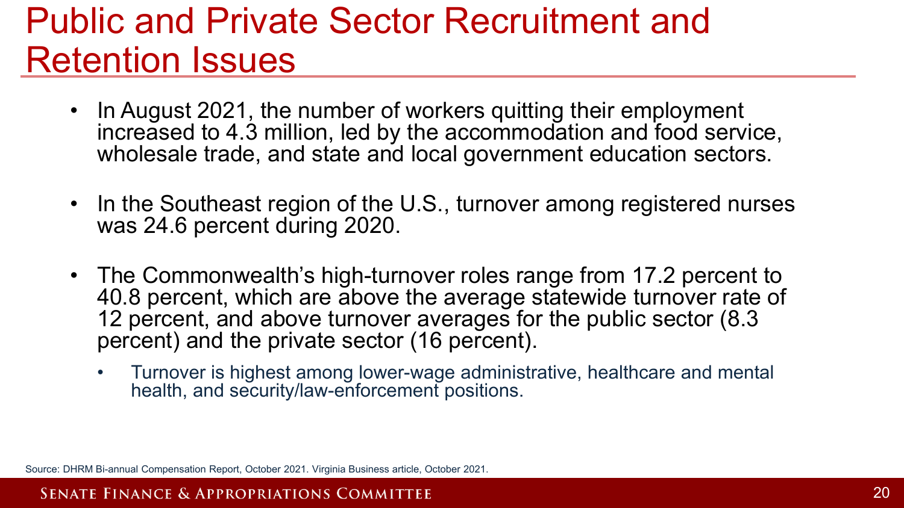# Public and Private Sector Recruitment and Retention Issues

- In August 2021, the number of workers quitting their employment increased to 4.3 million, led by the accommodation and food service, wholesale trade, and state and local government education sectors.
- In the Southeast region of the U.S., turnover among registered nurses was 24.6 percent during 2020.
- The Commonwealth's high-turnover roles range from 17.2 percent to 40.8 percent, which are above the average statewide turnover rate of 12 percent, and above turnover averages for the public sector (8.3 percent) and the private sector (16 percent).
  - Turnover is highest among lower-wage administrative, healthcare and mental health, and security/law-enforcement positions.

Source: DHRM Bi-annual Compensation Report, October 2021. Virginia Business article, October 2021.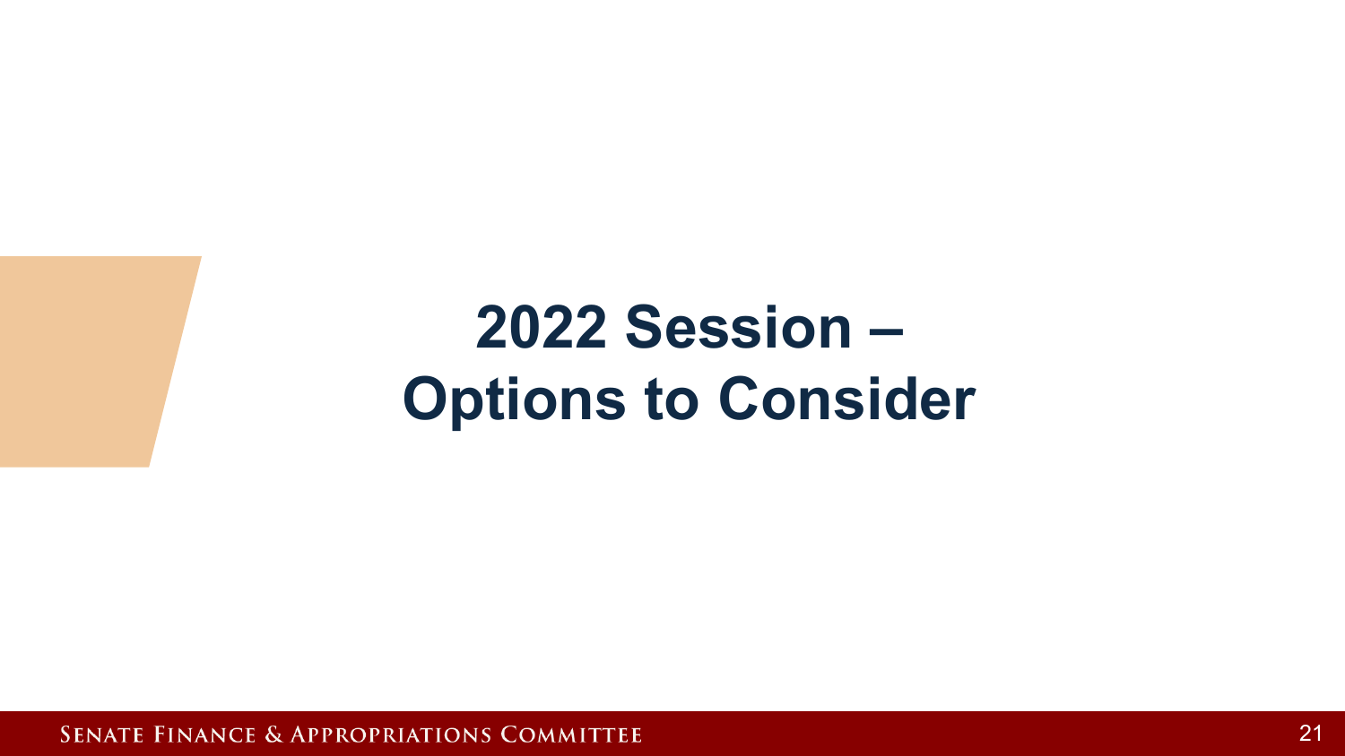# 2022 Session – Options to Consider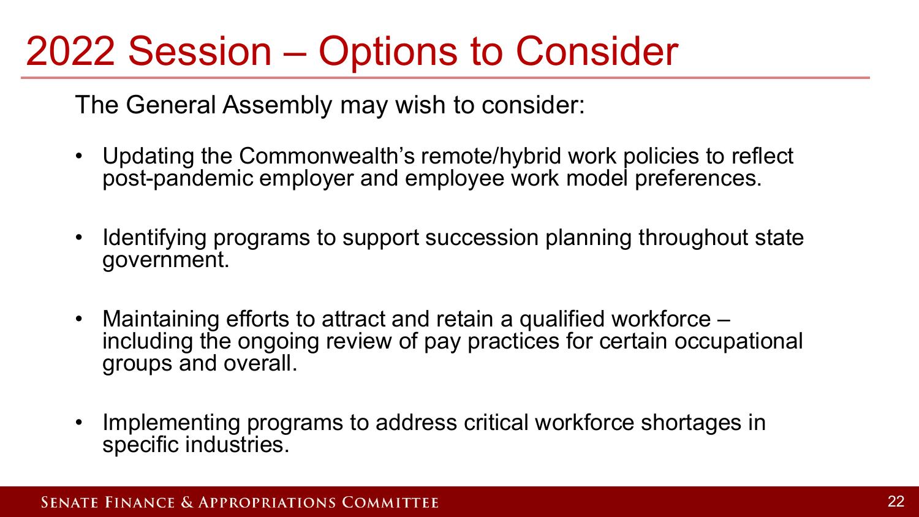# 2022 Session – Options to Consider

The General Assembly may wish to consider:

- Updating the Commonwealth's remote/hybrid work policies to reflect post-pandemic employer and employee work model preferences.
- Identifying programs to support succession planning throughout state government.
- Maintaining efforts to attract and retain a qualified workforce – including the ongoing review of pay practices for certain occupational groups and overall.
- Implementing programs to address critical workforce shortages in specific industries.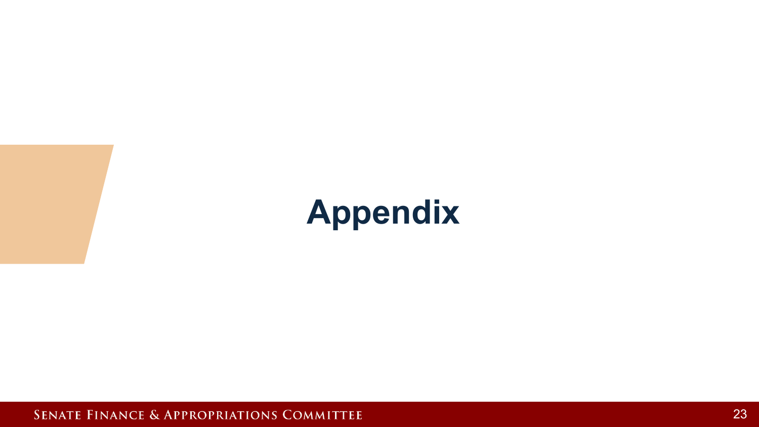# Appendix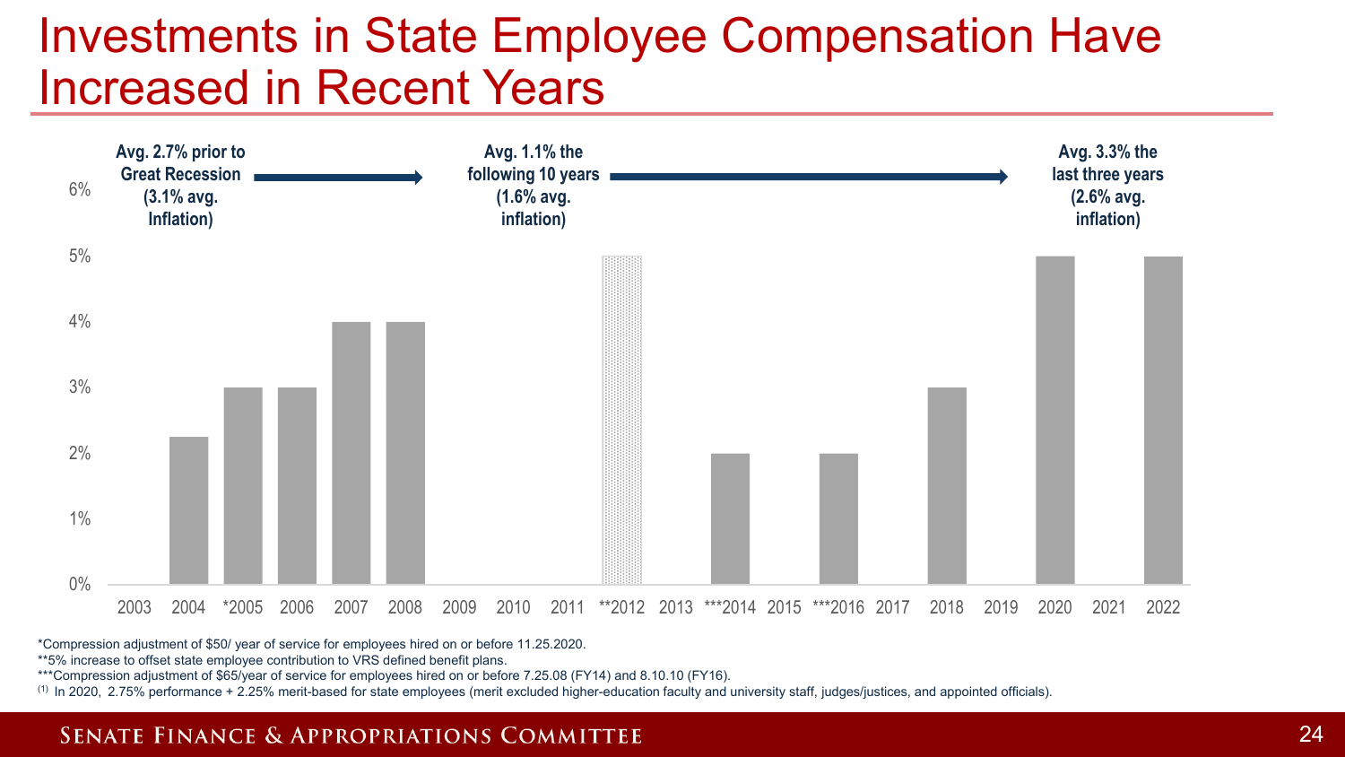# Investments in State Employee Compensation Have Increased in Recent Years

Avg. 2.7% prior to Great Recession (3.1% avg. Inflation)

Avg. 1.1% the following 10 years (1.6% avg. inflation)

Avg. 3.3% the last three years (2.6% avg. inflation)

6%
5%
4%
3%
2%
1%
0%

2003 2004 *2005 2006 2007 2008 2009 2010 2011 **2012 2013 ***2014 2015 ***2016 2017 2018 2019 2020 2021 2022

*Compression adjustment of $50/ year of service for employees hired on or before 11.25.2020.

**5% increase to offset state employee contribution to VRS defined benefit plans.

***Compression adjustment of $65/year of service for employees hired on or before 7.25.08 (FY14) and 8.10.10 (FY16).

(1) In 2020, 2.75% performance + 2.25% merit-based for state employees (merit excluded higher-education faculty and university staff, judges/justices, and appointed officials).

SENATE FINANCE & APPROPRIATIONS COMMITTEE